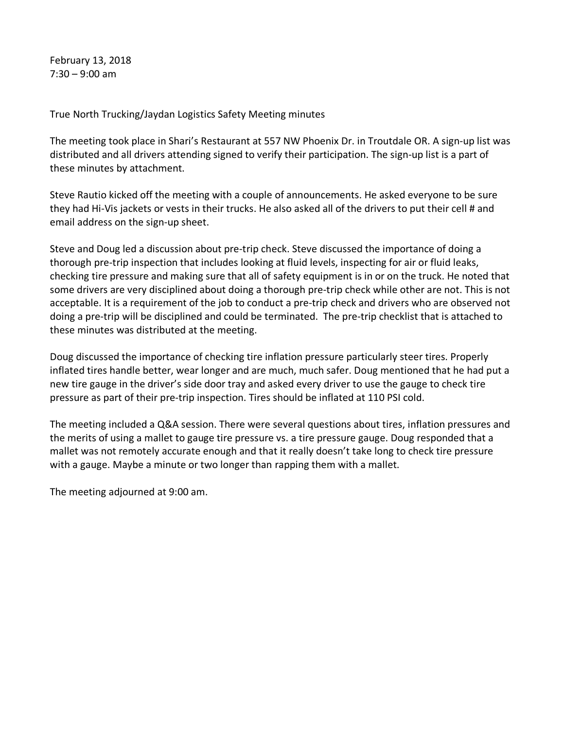February 13, 2018
7:30 – 9:00 am

True North Trucking/Jaydan Logistics Safety Meeting minutes

The meeting took place in Shari's Restaurant at 557 NW Phoenix Dr. in Troutdale OR. A sign-up list was distributed and all drivers attending signed to verify their participation. The sign-up list is a part of these minutes by attachment.

Steve Rautio kicked off the meeting with a couple of announcements. He asked everyone to be sure they had Hi-Vis jackets or vests in their trucks. He also asked all of the drivers to put their cell # and email address on the sign-up sheet.

Steve and Doug led a discussion about pre-trip check. Steve discussed the importance of doing a thorough pre-trip inspection that includes looking at fluid levels, inspecting for air or fluid leaks, checking tire pressure and making sure that all of safety equipment is in or on the truck. He noted that some drivers are very disciplined about doing a thorough pre-trip check while other are not. This is not acceptable. It is a requirement of the job to conduct a pre-trip check and drivers who are observed not doing a pre-trip will be disciplined and could be terminated. The pre-trip checklist that is attached to these minutes was distributed at the meeting.

Doug discussed the importance of checking tire inflation pressure particularly steer tires. Properly inflated tires handle better, wear longer and are much, much safer. Doug mentioned that he had put a new tire gauge in the driver's side door tray and asked every driver to use the gauge to check tire pressure as part of their pre-trip inspection. Tires should be inflated at 110 PSI cold.

The meeting included a Q&A session. There were several questions about tires, inflation pressures and the merits of using a mallet to gauge tire pressure vs. a tire pressure gauge. Doug responded that a mallet was not remotely accurate enough and that it really doesn't take long to check tire pressure with a gauge. Maybe a minute or two longer than rapping them with a mallet.

The meeting adjourned at 9:00 am.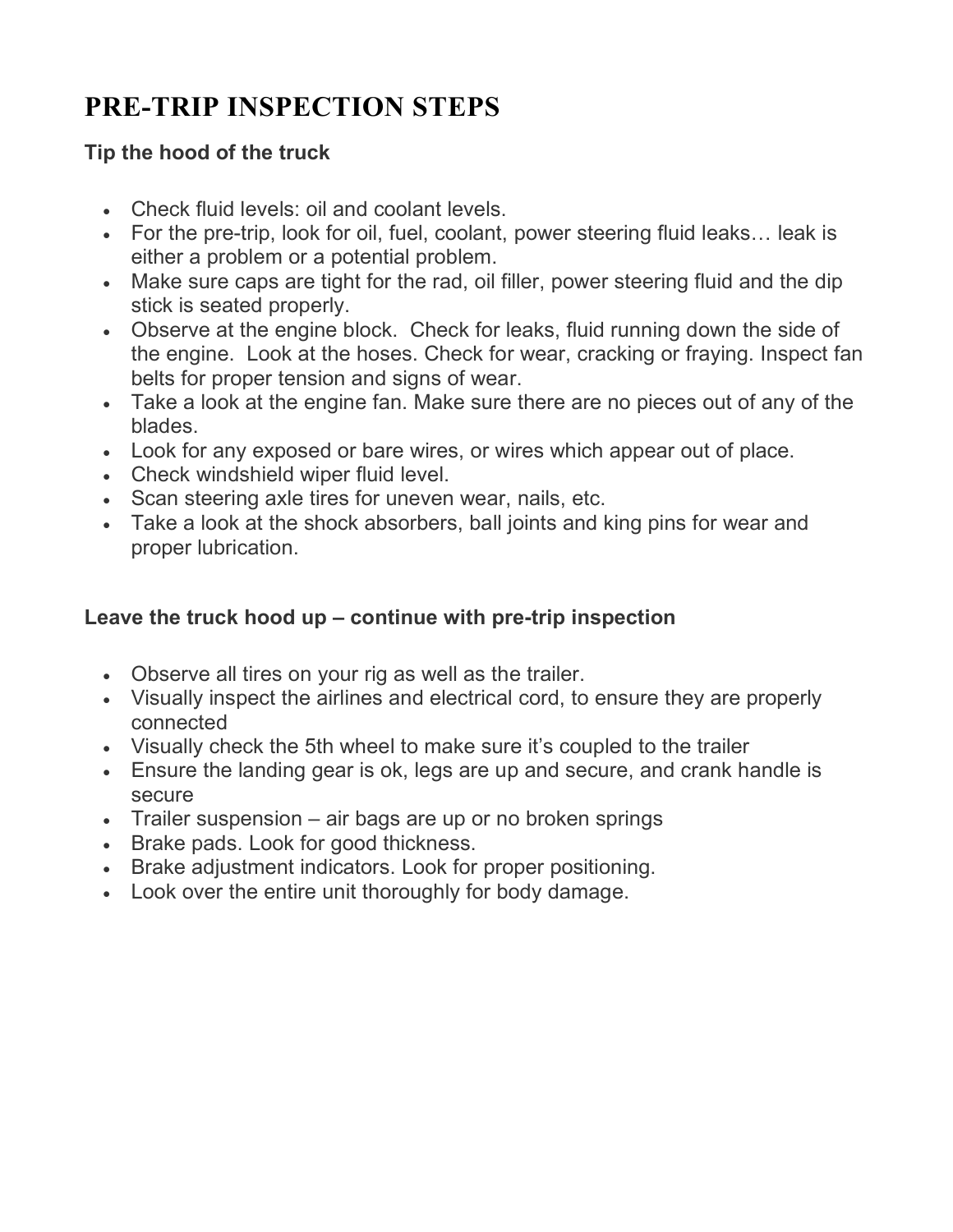# PRE-TRIP INSPECTION STEPS

**Tip the hood of the truck**

- Check fluid levels: oil and coolant levels.
- For the pre-trip, look for oil, fuel, coolant, power steering fluid leaks… leak is either a problem or a potential problem.
- Make sure caps are tight for the rad, oil filler, power steering fluid and the dip stick is seated properly.
- Observe at the engine block. Check for leaks, fluid running down the side of the engine. Look at the hoses. Check for wear, cracking or fraying. Inspect fan belts for proper tension and signs of wear.
- Take a look at the engine fan. Make sure there are no pieces out of any of the blades.
- Look for any exposed or bare wires, or wires which appear out of place.
- Check windshield wiper fluid level.
- Scan steering axle tires for uneven wear, nails, etc.
- Take a look at the shock absorbers, ball joints and king pins for wear and proper lubrication.

**Leave the truck hood up – continue with pre-trip inspection**

- Observe all tires on your rig as well as the trailer.
- Visually inspect the airlines and electrical cord, to ensure they are properly connected
- Visually check the 5th wheel to make sure it's coupled to the trailer
- Ensure the landing gear is ok, legs are up and secure, and crank handle is secure
- Trailer suspension – air bags are up or no broken springs
- Brake pads. Look for good thickness.
- Brake adjustment indicators. Look for proper positioning.
- Look over the entire unit thoroughly for body damage.